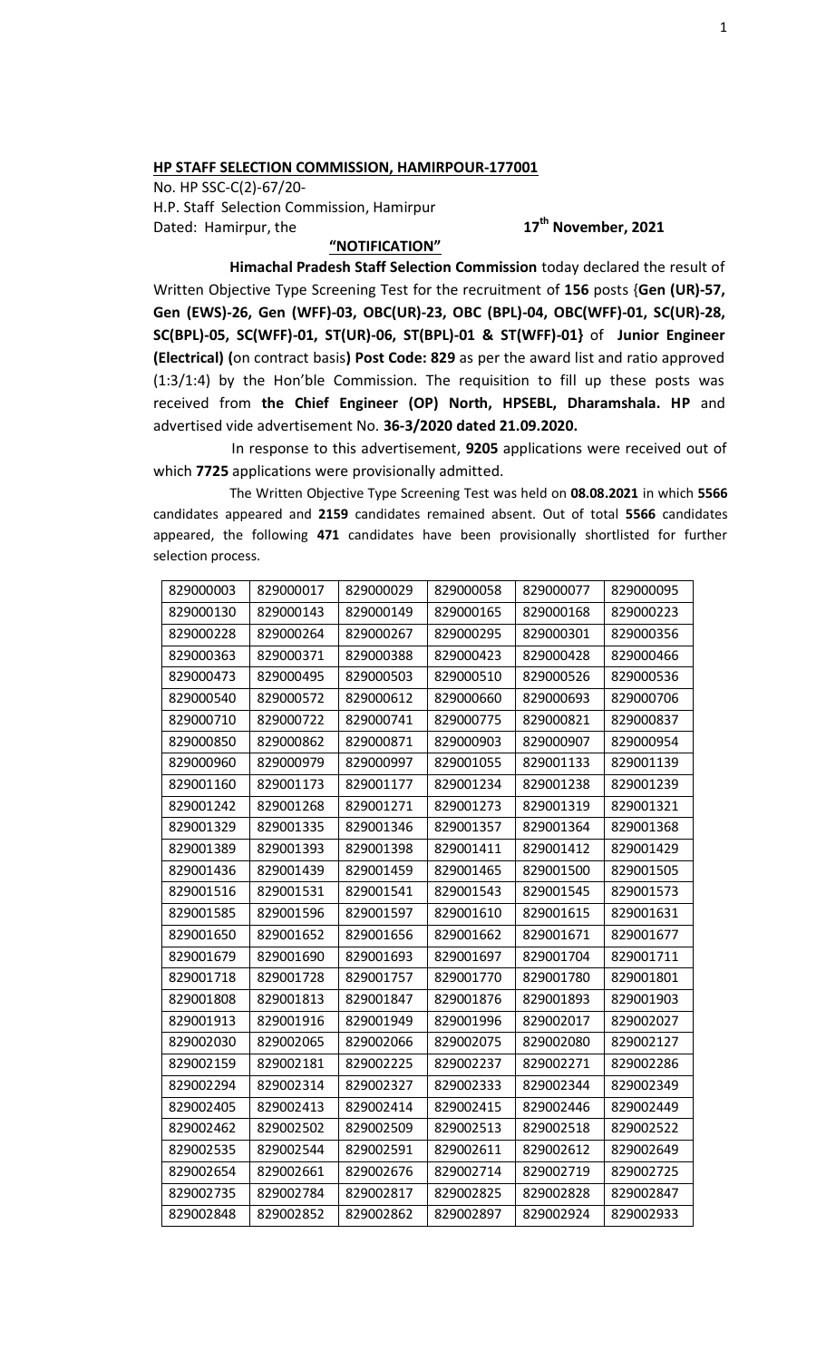**HP STAFF SELECTION COMMISSION, HAMIRPOUR-177001**

No. HP SSC-C(2)-67/20-
H.P. Staff Selection Commission, Hamirpur
Dated: Hamirpur, the **17th November, 2021**

**"NOTIFICATION"**

**Himachal Pradesh Staff Selection Commission** today declared the result of Written Objective Type Screening Test for the recruitment of **156** posts {**Gen (UR)-57, Gen (EWS)-26, Gen (WFF)-03, OBC(UR)-23, OBC (BPL)-04, OBC(WFF)-01, SC(UR)-28, SC(BPL)-05, SC(WFF)-01, ST(UR)-06, ST(BPL)-01 & ST(WFF)-01**} of **Junior Engineer (Electrical) (**on contract basis**) Post Code: 829** as per the award list and ratio approved (1:3/1:4) by the Hon'ble Commission. The requisition to fill up these posts was received from **the Chief Engineer (OP) North, HPSEBL, Dharamshala. HP** and advertised vide advertisement No. **36-3/2020 dated 21.09.2020.**

In response to this advertisement, **9205** applications were received out of which **7725** applications were provisionally admitted.

The Written Objective Type Screening Test was held on **08.08.2021** in which **5566** candidates appeared and **2159** candidates remained absent. Out of total **5566** candidates appeared, the following **471** candidates have been provisionally shortlisted for further selection process.

| | | | | | |
|---|---|---|---|---|---|
| 829000003 | 829000017 | 829000029 | 829000058 | 829000077 | 829000095 |
| 829000130 | 829000143 | 829000149 | 829000165 | 829000168 | 829000223 |
| 829000228 | 829000264 | 829000267 | 829000295 | 829000301 | 829000356 |
| 829000363 | 829000371 | 829000388 | 829000423 | 829000428 | 829000466 |
| 829000473 | 829000495 | 829000503 | 829000510 | 829000526 | 829000536 |
| 829000540 | 829000572 | 829000612 | 829000660 | 829000693 | 829000706 |
| 829000710 | 829000722 | 829000741 | 829000775 | 829000821 | 829000837 |
| 829000850 | 829000862 | 829000871 | 829000903 | 829000907 | 829000954 |
| 829000960 | 829000979 | 829000997 | 829001055 | 829001133 | 829001139 |
| 829001160 | 829001173 | 829001177 | 829001234 | 829001238 | 829001239 |
| 829001242 | 829001268 | 829001271 | 829001273 | 829001319 | 829001321 |
| 829001329 | 829001335 | 829001346 | 829001357 | 829001364 | 829001368 |
| 829001389 | 829001393 | 829001398 | 829001411 | 829001412 | 829001429 |
| 829001436 | 829001439 | 829001459 | 829001465 | 829001500 | 829001505 |
| 829001516 | 829001531 | 829001541 | 829001543 | 829001545 | 829001573 |
| 829001585 | 829001596 | 829001597 | 829001610 | 829001615 | 829001631 |
| 829001650 | 829001652 | 829001656 | 829001662 | 829001671 | 829001677 |
| 829001679 | 829001690 | 829001693 | 829001697 | 829001704 | 829001711 |
| 829001718 | 829001728 | 829001757 | 829001770 | 829001780 | 829001801 |
| 829001808 | 829001813 | 829001847 | 829001876 | 829001893 | 829001903 |
| 829001913 | 829001916 | 829001949 | 829001996 | 829002017 | 829002027 |
| 829002030 | 829002065 | 829002066 | 829002075 | 829002080 | 829002127 |
| 829002159 | 829002181 | 829002225 | 829002237 | 829002271 | 829002286 |
| 829002294 | 829002314 | 829002327 | 829002333 | 829002344 | 829002349 |
| 829002405 | 829002413 | 829002414 | 829002415 | 829002446 | 829002449 |
| 829002462 | 829002502 | 829002509 | 829002513 | 829002518 | 829002522 |
| 829002535 | 829002544 | 829002591 | 829002611 | 829002612 | 829002649 |
| 829002654 | 829002661 | 829002676 | 829002714 | 829002719 | 829002725 |
| 829002735 | 829002784 | 829002817 | 829002825 | 829002828 | 829002847 |
| 829002848 | 829002852 | 829002862 | 829002897 | 829002924 | 829002933 |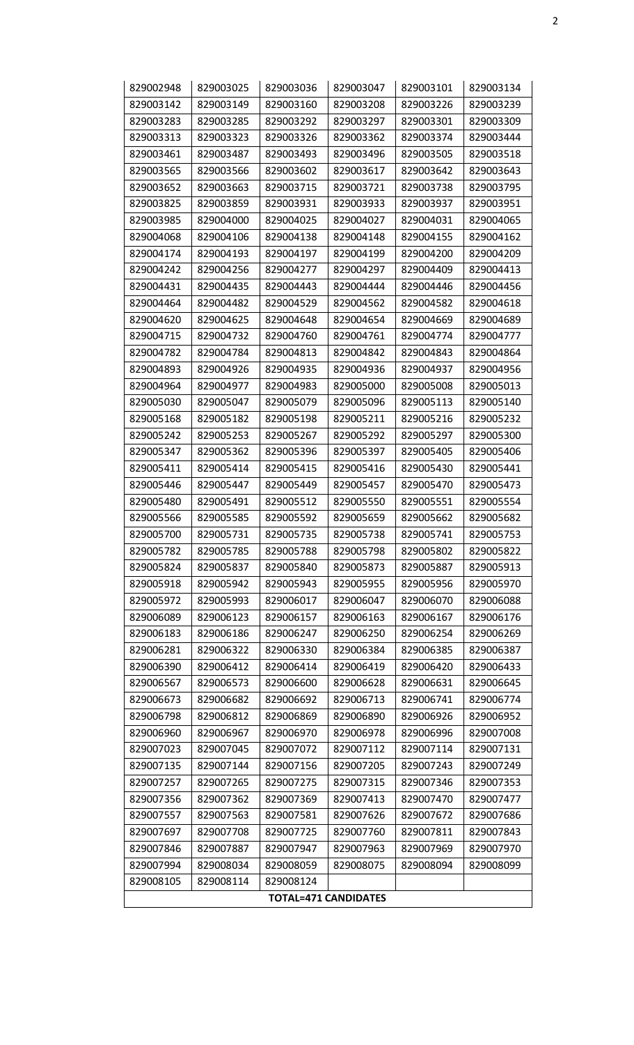| 829002948 | 829003025 | 829003036 | 829003047 | 829003101 | 829003134 |
|---|---|---|---|---|---|
| 829003142 | 829003149 | 829003160 | 829003208 | 829003226 | 829003239 |
| 829003283 | 829003285 | 829003292 | 829003297 | 829003301 | 829003309 |
| 829003313 | 829003323 | 829003326 | 829003362 | 829003374 | 829003444 |
| 829003461 | 829003487 | 829003493 | 829003496 | 829003505 | 829003518 |
| 829003565 | 829003566 | 829003602 | 829003617 | 829003642 | 829003643 |
| 829003652 | 829003663 | 829003715 | 829003721 | 829003738 | 829003795 |
| 829003825 | 829003859 | 829003931 | 829003933 | 829003937 | 829003951 |
| 829003985 | 829004000 | 829004025 | 829004027 | 829004031 | 829004065 |
| 829004068 | 829004106 | 829004138 | 829004148 | 829004155 | 829004162 |
| 829004174 | 829004193 | 829004197 | 829004199 | 829004200 | 829004209 |
| 829004242 | 829004256 | 829004277 | 829004297 | 829004409 | 829004413 |
| 829004431 | 829004435 | 829004443 | 829004444 | 829004446 | 829004456 |
| 829004464 | 829004482 | 829004529 | 829004562 | 829004582 | 829004618 |
| 829004620 | 829004625 | 829004648 | 829004654 | 829004669 | 829004689 |
| 829004715 | 829004732 | 829004760 | 829004761 | 829004774 | 829004777 |
| 829004782 | 829004784 | 829004813 | 829004842 | 829004843 | 829004864 |
| 829004893 | 829004926 | 829004935 | 829004936 | 829004937 | 829004956 |
| 829004964 | 829004977 | 829004983 | 829005000 | 829005008 | 829005013 |
| 829005030 | 829005047 | 829005079 | 829005096 | 829005113 | 829005140 |
| 829005168 | 829005182 | 829005198 | 829005211 | 829005216 | 829005232 |
| 829005242 | 829005253 | 829005267 | 829005292 | 829005297 | 829005300 |
| 829005347 | 829005362 | 829005396 | 829005397 | 829005405 | 829005406 |
| 829005411 | 829005414 | 829005415 | 829005416 | 829005430 | 829005441 |
| 829005446 | 829005447 | 829005449 | 829005457 | 829005470 | 829005473 |
| 829005480 | 829005491 | 829005512 | 829005550 | 829005551 | 829005554 |
| 829005566 | 829005585 | 829005592 | 829005659 | 829005662 | 829005682 |
| 829005700 | 829005731 | 829005735 | 829005738 | 829005741 | 829005753 |
| 829005782 | 829005785 | 829005788 | 829005798 | 829005802 | 829005822 |
| 829005824 | 829005837 | 829005840 | 829005873 | 829005887 | 829005913 |
| 829005918 | 829005942 | 829005943 | 829005955 | 829005956 | 829005970 |
| 829005972 | 829005993 | 829006017 | 829006047 | 829006070 | 829006088 |
| 829006089 | 829006123 | 829006157 | 829006163 | 829006167 | 829006176 |
| 829006183 | 829006186 | 829006247 | 829006250 | 829006254 | 829006269 |
| 829006281 | 829006322 | 829006330 | 829006384 | 829006385 | 829006387 |
| 829006390 | 829006412 | 829006414 | 829006419 | 829006420 | 829006433 |
| 829006567 | 829006573 | 829006600 | 829006628 | 829006631 | 829006645 |
| 829006673 | 829006682 | 829006692 | 829006713 | 829006741 | 829006774 |
| 829006798 | 829006812 | 829006869 | 829006890 | 829006926 | 829006952 |
| 829006960 | 829006967 | 829006970 | 829006978 | 829006996 | 829007008 |
| 829007023 | 829007045 | 829007072 | 829007112 | 829007114 | 829007131 |
| 829007135 | 829007144 | 829007156 | 829007205 | 829007243 | 829007249 |
| 829007257 | 829007265 | 829007275 | 829007315 | 829007346 | 829007353 |
| 829007356 | 829007362 | 829007369 | 829007413 | 829007470 | 829007477 |
| 829007557 | 829007563 | 829007581 | 829007626 | 829007672 | 829007686 |
| 829007697 | 829007708 | 829007725 | 829007760 | 829007811 | 829007843 |
| 829007846 | 829007887 | 829007947 | 829007963 | 829007969 | 829007970 |
| 829007994 | 829008034 | 829008059 | 829008075 | 829008094 | 829008099 |
| 829008105 | 829008114 | 829008124 | | | |
| **TOTAL=471 CANDIDATES** | | | | | |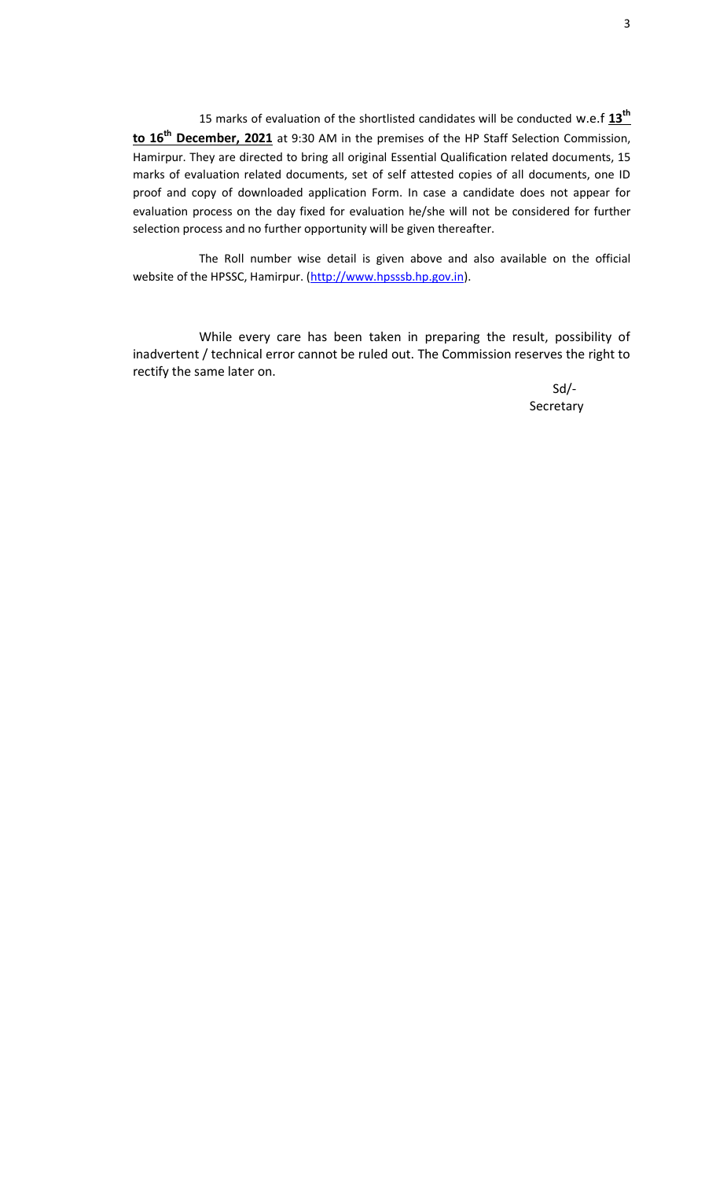15 marks of evaluation of the shortlisted candidates will be conducted w.e.f **13th to 16th December, 2021** at 9:30 AM in the premises of the HP Staff Selection Commission, Hamirpur. They are directed to bring all original Essential Qualification related documents, 15 marks of evaluation related documents, set of self attested copies of all documents, one ID proof and copy of downloaded application Form. In case a candidate does not appear for evaluation process on the day fixed for evaluation he/she will not be considered for further selection process and no further opportunity will be given thereafter.

The Roll number wise detail is given above and also available on the official website of the HPSSC, Hamirpur. (http://www.hpsssb.hp.gov.in).

While every care has been taken in preparing the result, possibility of inadvertent / technical error cannot be ruled out. The Commission reserves the right to rectify the same later on.

Sd/-
Secretary